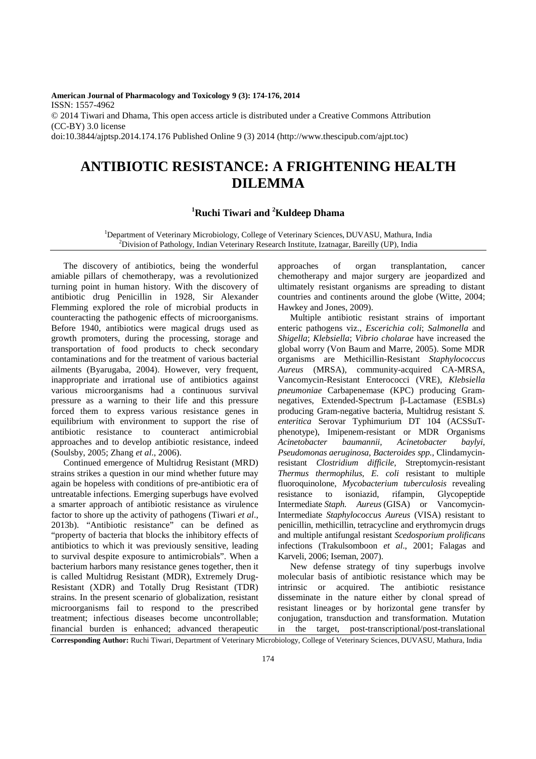**American Journal of Pharmacology and Toxicology 9 (3): 174-176, 2014**
ISSN: 1557-4962
© 2014 Tiwari and Dhama, This open access article is distributed under a Creative Commons Attribution (CC-BY) 3.0 license
doi:10.3844/ajptsp.2014.174.176 Published Online 9 (3) 2014 (http://www.thescipub.com/ajpt.toc)

# ANTIBIOTIC RESISTANCE: A FRIGHTENING HEALTH DILEMMA

**[1]Ruchi Tiwari and [2]Kuldeep Dhama**

[1]Department of Veterinary Microbiology, College of Veterinary Sciences, DUVASU, Mathura, India
[2]Division of Pathology, Indian Veterinary Research Institute, Izatnagar, Bareilly (UP), India

The discovery of antibiotics, being the wonderful amiable pillars of chemotherapy, was a revolutionized turning point in human history. With the discovery of antibiotic drug Penicillin in 1928, Sir Alexander Flemming explored the role of microbial products in counteracting the pathogenic effects of microorganisms. Before 1940, antibiotics were magical drugs used as growth promoters, during the processing, storage and transportation of food products to check secondary contaminations and for the treatment of various bacterial ailments (Byarugaba, 2004). However, very frequent, inappropriate and irrational use of antibiotics against various microorganisms had a continuous survival pressure as a warning to their life and this pressure forced them to express various resistance genes in equilibrium with environment to support the rise of antibiotic resistance to counteract antimicrobial approaches and to develop antibiotic resistance, indeed (Soulsby, 2005; Zhang *et al*., 2006).

Continued emergence of Multidrug Resistant (MRD) strains strikes a question in our mind whether future may again be hopeless with conditions of pre-antibiotic era of untreatable infections. Emerging superbugs have evolved a smarter approach of antibiotic resistance as virulence factor to shore up the activity of pathogens (Tiwari *et al*., 2013b). "Antibiotic resistance" can be defined as "property of bacteria that blocks the inhibitory effects of antibiotics to which it was previously sensitive, leading to survival despite exposure to antimicrobials". When a bacterium harbors many resistance genes together, then it is called Multidrug Resistant (MDR), Extremely Drug-Resistant (XDR) and Totally Drug Resistant (TDR) strains. In the present scenario of globalization, resistant microorganisms fail to respond to the prescribed treatment; infectious diseases become uncontrollable; financial burden is enhanced; advanced therapeutic approaches of organ transplantation, cancer chemotherapy and major surgery are jeopardized and ultimately resistant organisms are spreading to distant countries and continents around the globe (Witte, 2004; Hawkey and Jones, 2009).

Multiple antibiotic resistant strains of important enteric pathogens viz., *Escerichia coli*; *Salmonella* and *Shigella*; *Klebsiella*; *Vibrio cholarae* have increased the global worry (Von Baum and Marre, 2005). Some MDR organisms are Methicillin-Resistant *Staphylococcus Aureus* (MRSA), community-acquired CA-MRSA, Vancomycin-Resistant Enterococci (VRE), *Klebsiella pneumoniae* Carbapenemase (KPC) producing Gram-negatives, Extended-Spectrum β-Lactamase (ESBLs) producing Gram-negative bacteria, Multidrug resistant *S. enteritica* Serovar Typhimurium DT 104 (ACSSuT-phenotype), Imipenem-resistant or MDR Organisms *Acinetobacter baumannii*, *Acinetobacter baylyi*, *Pseudomonas aeruginosa, Bacteroides spp.,* Clindamycin-resistant *Clostridium difficile,* Streptomycin-resistant *Thermus thermophilus*, *E. coli* resistant to multiple fluoroquinolone, *Mycobacterium tuberculosis* revealing resistance to isoniazid, rifampin, Glycopeptide Intermediate *Staph. Aureus* (GISA) or Vancomycin-Intermediate *Staphylococcus Aureus* (VISA) resistant to penicillin, methicillin, tetracycline and erythromycin drugs and multiple antifungal resistant *Scedosporium prolificans* infections (Trakulsomboon *et al*., 2001; Falagas and Karveli, 2006; Iseman, 2007).

New defense strategy of tiny superbugs involve molecular basis of antibiotic resistance which may be intrinsic or acquired. The antibiotic resistance disseminate in the nature either by clonal spread of resistant lineages or by horizontal gene transfer by conjugation, transduction and transformation. Mutation in the target, post-transcriptional/post-translational

**Corresponding Author:** Ruchi Tiwari, Department of Veterinary Microbiology, College of Veterinary Sciences, DUVASU, Mathura, India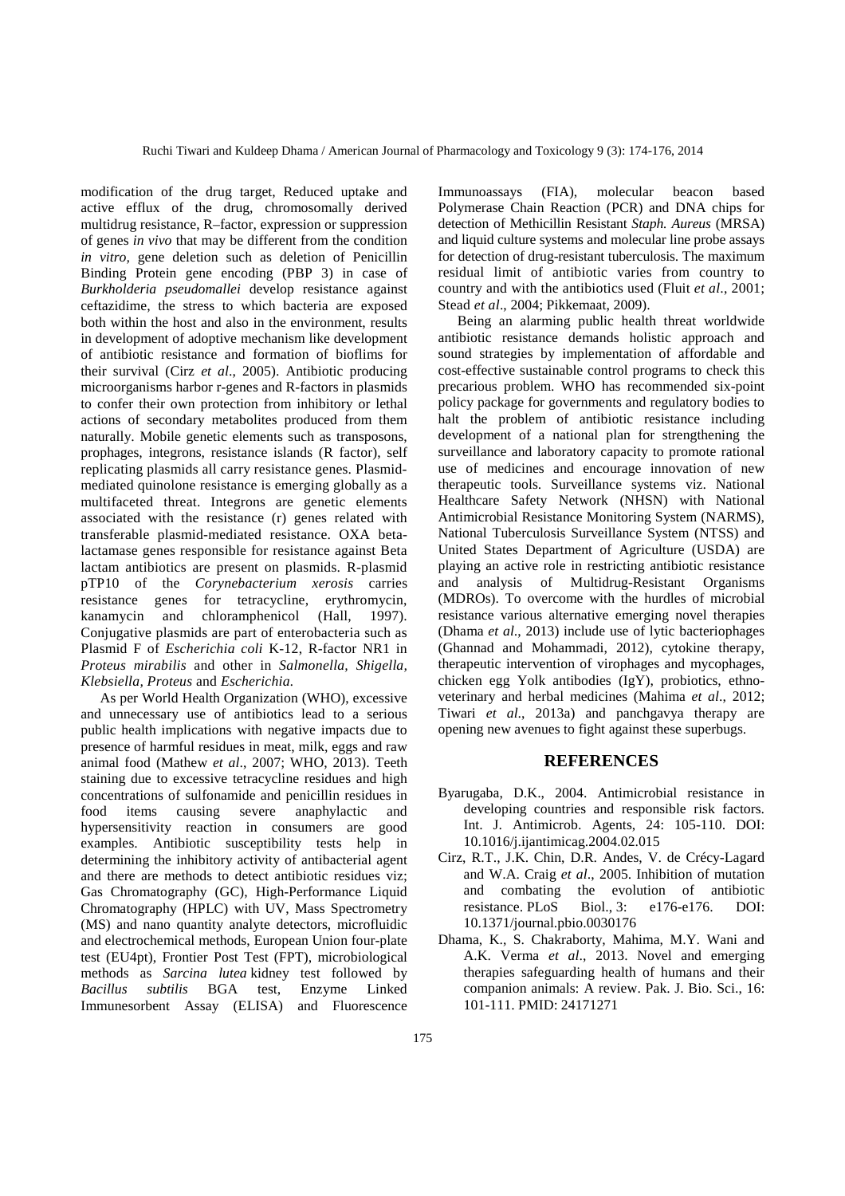modification of the drug target, Reduced uptake and active efflux of the drug, chromosomally derived multidrug resistance, R–factor, expression or suppression of genes *in vivo* that may be different from the condition *in vitro*, gene deletion such as deletion of Penicillin Binding Protein gene encoding (PBP 3) in case of *Burkholderia pseudomallei* develop resistance against ceftazidime, the stress to which bacteria are exposed both within the host and also in the environment, results in development of adoptive mechanism like development of antibiotic resistance and formation of bioflims for their survival (Cirz *et al*., 2005). Antibiotic producing microorganisms harbor r-genes and R-factors in plasmids to confer their own protection from inhibitory or lethal actions of secondary metabolites produced from them naturally. Mobile genetic elements such as transposons, prophages, integrons, resistance islands (R factor), self replicating plasmids all carry resistance genes. Plasmid-mediated quinolone resistance is emerging globally as a multifaceted threat. Integrons are genetic elements associated with the resistance (r) genes related with transferable plasmid-mediated resistance. OXA beta-lactamase genes responsible for resistance against Beta lactam antibiotics are present on plasmids. R-plasmid pTP10 of the *Corynebacterium xerosis* carries resistance genes for tetracycline, erythromycin, kanamycin and chloramphenicol (Hall, 1997). Conjugative plasmids are part of enterobacteria such as Plasmid F of *Escherichia coli* K-12, R-factor NR1 in *Proteus mirabilis* and other in *Salmonella, Shigella, Klebsiella, Proteus* and *Escherichia*.

As per World Health Organization (WHO), excessive and unnecessary use of antibiotics lead to a serious public health implications with negative impacts due to presence of harmful residues in meat, milk, eggs and raw animal food (Mathew *et al*., 2007; WHO, 2013). Teeth staining due to excessive tetracycline residues and high concentrations of sulfonamide and penicillin residues in food items causing severe anaphylactic and hypersensitivity reaction in consumers are good examples. Antibiotic susceptibility tests help in determining the inhibitory activity of antibacterial agent and there are methods to detect antibiotic residues viz; Gas Chromatography (GC), High-Performance Liquid Chromatography (HPLC) with UV, Mass Spectrometry (MS) and nano quantity analyte detectors, microfluidic and electrochemical methods, European Union four-plate test (EU4pt), Frontier Post Test (FPT), microbiological methods as *Sarcina lutea* kidney test followed by *Bacillus subtilis* BGA test, Enzyme Linked Immunesorbent Assay (ELISA) and Fluorescence Immunoassays (FIA), molecular beacon based Polymerase Chain Reaction (PCR) and DNA chips for detection of Methicillin Resistant *Staph. Aureus* (MRSA) and liquid culture systems and molecular line probe assays for detection of drug-resistant tuberculosis. The maximum residual limit of antibiotic varies from country to country and with the antibiotics used (Fluit *et al*., 2001; Stead *et al*., 2004; Pikkemaat, 2009).

Being an alarming public health threat worldwide antibiotic resistance demands holistic approach and sound strategies by implementation of affordable and cost-effective sustainable control programs to check this precarious problem. WHO has recommended six-point policy package for governments and regulatory bodies to halt the problem of antibiotic resistance including development of a national plan for strengthening the surveillance and laboratory capacity to promote rational use of medicines and encourage innovation of new therapeutic tools. Surveillance systems viz. National Healthcare Safety Network (NHSN) with National Antimicrobial Resistance Monitoring System (NARMS), National Tuberculosis Surveillance System (NTSS) and United States Department of Agriculture (USDA) are playing an active role in restricting antibiotic resistance and analysis of Multidrug-Resistant Organisms (MDROs). To overcome with the hurdles of microbial resistance various alternative emerging novel therapies (Dhama *et al*., 2013) include use of lytic bacteriophages (Ghannad and Mohammadi, 2012), cytokine therapy, therapeutic intervention of virophages and mycophages, chicken egg Yolk antibodies (IgY), probiotics, ethno-veterinary and herbal medicines (Mahima *et al*., 2012; Tiwari *et al*., 2013a) and panchgavya therapy are opening new avenues to fight against these superbugs.

## REFERENCES

Byarugaba, D.K., 2004. Antimicrobial resistance in developing countries and responsible risk factors. Int. J. Antimicrob. Agents, 24: 105-110. DOI: 10.1016/j.ijantimicag.2004.02.015

Cirz, R.T., J.K. Chin, D.R. Andes, V. de Crécy-Lagard and W.A. Craig *et al*., 2005. Inhibition of mutation and combating the evolution of antibiotic resistance. PLoS Biol., 3: e176-e176. DOI: 10.1371/journal.pbio.0030176

Dhama, K., S. Chakraborty, Mahima, M.Y. Wani and A.K. Verma *et al*., 2013. Novel and emerging therapies safeguarding health of humans and their companion animals: A review. Pak. J. Bio. Sci., 16: 101-111. PMID: 24171271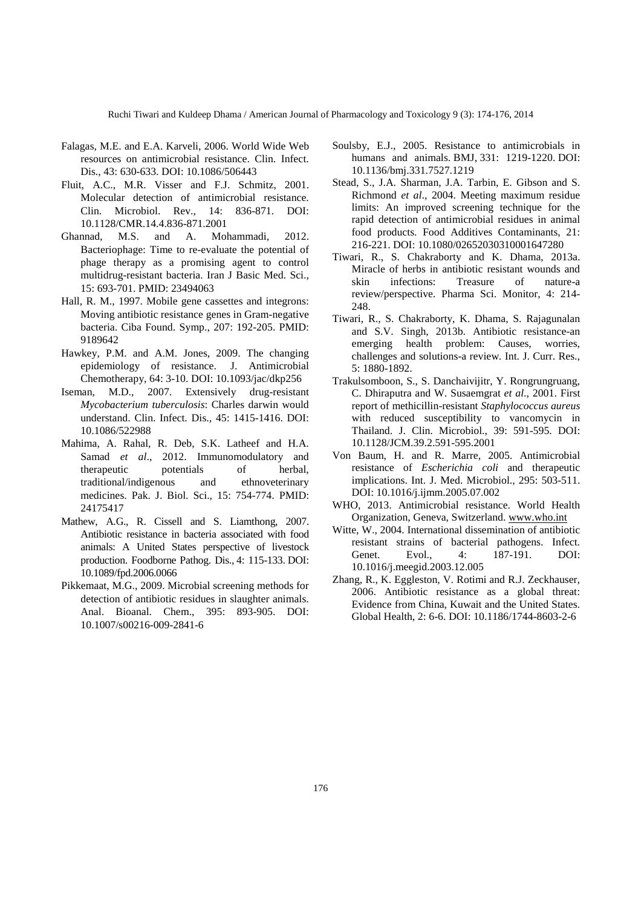Falagas, M.E. and E.A. Karveli, 2006. World Wide Web resources on antimicrobial resistance. Clin. Infect. Dis., 43: 630-633. DOI: 10.1086/506443

Fluit, A.C., M.R. Visser and F.J. Schmitz, 2001. Molecular detection of antimicrobial resistance. Clin. Microbiol. Rev., 14: 836-871. DOI: 10.1128/CMR.14.4.836-871.2001

Ghannad, M.S. and A. Mohammadi, 2012. Bacteriophage: Time to re-evaluate the potential of phage therapy as a promising agent to control multidrug-resistant bacteria. Iran J Basic Med. Sci., 15: 693-701. PMID: 23494063

Hall, R. M., 1997. Mobile gene cassettes and integrons: Moving antibiotic resistance genes in Gram-negative bacteria. Ciba Found. Symp., 207: 192-205. PMID: 9189642

Hawkey, P.M. and A.M. Jones, 2009. The changing epidemiology of resistance. J. Antimicrobial Chemotherapy, 64: 3-10. DOI: 10.1093/jac/dkp256

Iseman, M.D., 2007. Extensively drug-resistant *Mycobacterium tuberculosis*: Charles darwin would understand. Clin. Infect. Dis., 45: 1415-1416. DOI: 10.1086/522988

Mahima, A. Rahal, R. Deb, S.K. Latheef and H.A. Samad *et al*., 2012. Immunomodulatory and therapeutic potentials of herbal, traditional/indigenous and ethnoveterinary medicines. Pak. J. Biol. Sci., 15: 754-774. PMID: 24175417

Mathew, A.G., R. Cissell and S. Liamthong, 2007. Antibiotic resistance in bacteria associated with food animals: A United States perspective of livestock production. Foodborne Pathog. Dis., 4: 115-133. DOI: 10.1089/fpd.2006.0066

Pikkemaat, M.G., 2009. Microbial screening methods for detection of antibiotic residues in slaughter animals. Anal. Bioanal. Chem., 395: 893-905. DOI: 10.1007/s00216-009-2841-6

Soulsby, E.J., 2005. Resistance to antimicrobials in humans and animals. BMJ, 331: 1219-1220. DOI: 10.1136/bmj.331.7527.1219

Stead, S., J.A. Sharman, J.A. Tarbin, E. Gibson and S. Richmond *et al*., 2004. Meeting maximum residue limits: An improved screening technique for the rapid detection of antimicrobial residues in animal food products. Food Additives Contaminants, 21: 216-221. DOI: 10.1080/02652030310001647280

Tiwari, R., S. Chakraborty and K. Dhama, 2013a. Miracle of herbs in antibiotic resistant wounds and skin infections: Treasure of nature-a review/perspective. Pharma Sci. Monitor, 4: 214-248.

Tiwari, R., S. Chakraborty, K. Dhama, S. Rajagunalan and S.V. Singh, 2013b. Antibiotic resistance-an emerging health problem: Causes, worries, challenges and solutions-a review. Int. J. Curr. Res., 5: 1880-1892.

Trakulsomboon, S., S. Danchaivijitr, Y. Rongrungruang, C. Dhiraputra and W. Susaemgrat *et al*., 2001. First report of methicillin-resistant *Staphylococcus aureus* with reduced susceptibility to vancomycin in Thailand. J. Clin. Microbiol., 39: 591-595. DOI: 10.1128/JCM.39.2.591-595.2001

Von Baum, H. and R. Marre, 2005. Antimicrobial resistance of *Escherichia coli* and therapeutic implications. Int. J. Med. Microbiol., 295: 503-511. DOI: 10.1016/j.ijmm.2005.07.002

WHO, 2013. Antimicrobial resistance. World Health Organization, Geneva, Switzerland. www.who.int

Witte, W., 2004. International dissemination of antibiotic resistant strains of bacterial pathogens. Infect. Genet. Evol., 4: 187-191. DOI: 10.1016/j.meegid.2003.12.005

Zhang, R., K. Eggleston, V. Rotimi and R.J. Zeckhauser, 2006. Antibiotic resistance as a global threat: Evidence from China, Kuwait and the United States. Global Health, 2: 6-6. DOI: 10.1186/1744-8603-2-6